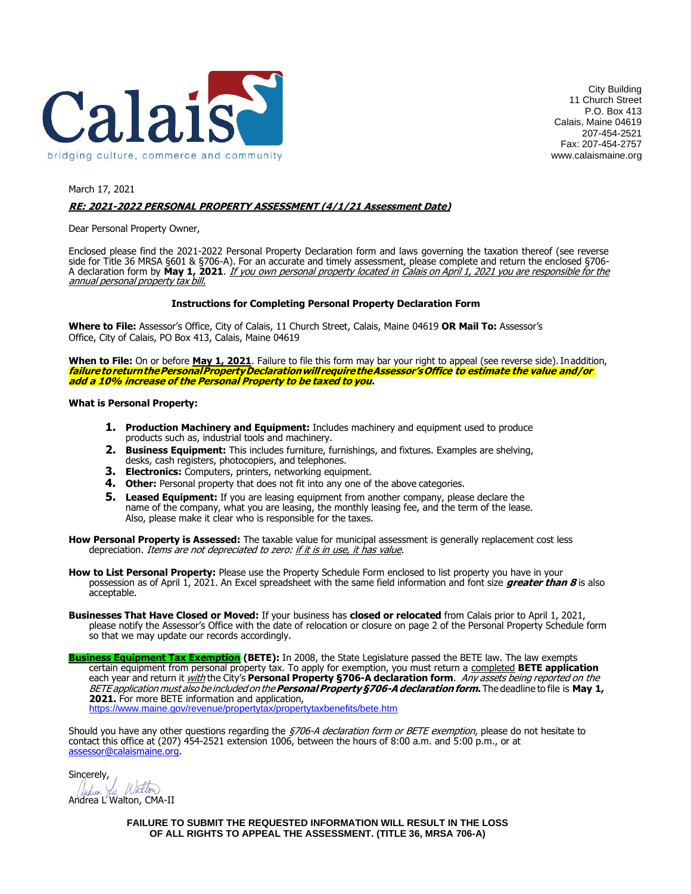Calais

bridging culture, commerce and community

City Building
11 Church Street
P.O. Box 413
Calais, Maine 04619
207-454-2521
Fax: 207-454-2757
www.calaismaine.org

March 17, 2021

***RE: 2021-2022 PERSONAL PROPERTY ASSESSMENT (4/1/21 Assessment Date)***

Dear Personal Property Owner,

Enclosed please find the 2021-2022 Personal Property Declaration form and laws governing the taxation thereof (see reverse side for Title 36 MRSA §601 & §706-A). For an accurate and timely assessment, please complete and return the enclosed §706-A declaration form by **May 1, 2021**. *If you own personal property located in Calais on April 1, 2021 you are responsible for the annual personal property tax bill.*

**Instructions for Completing Personal Property Declaration Form**

**Where to File:** Assessor's Office, City of Calais, 11 Church Street, Calais, Maine 04619 **OR Mail To:** Assessor's Office, City of Calais, PO Box 413, Calais, Maine 04619

**When to File:** On or before **May 1, 2021**. Failure to file this form may bar your right to appeal (see reverse side). In addition, ***failure to return the Personal Property Declaration will require the Assessor's Office to estimate the value and/or add a 10% increase of the Personal Property to be taxed to you.***

**What is Personal Property:**

1. **Production Machinery and Equipment:** Includes machinery and equipment used to produce products such as, industrial tools and machinery.
2. **Business Equipment:** This includes furniture, furnishings, and fixtures. Examples are shelving, desks, cash registers, photocopiers, and telephones.
3. **Electronics:** Computers, printers, networking equipment.
4. **Other:** Personal property that does not fit into any one of the above categories.
5. **Leased Equipment:** If you are leasing equipment from another company, please declare the name of the company, what you are leasing, the monthly leasing fee, and the term of the lease. Also, please make it clear who is responsible for the taxes.

**How Personal Property is Assessed:** The taxable value for municipal assessment is generally replacement cost less depreciation. *Items are not depreciated to zero: if it is in use, it has value.*

**How to List Personal Property:** Please use the Property Schedule Form enclosed to list property you have in your possession as of April 1, 2021. An Excel spreadsheet with the same field information and font size ***greater than 8*** is also acceptable.

**Businesses That Have Closed or Moved:** If your business has **closed or relocated** from Calais prior to April 1, 2021, please notify the Assessor's Office with the date of relocation or closure on page 2 of the Personal Property Schedule form so that we may update our records accordingly.

**Business Equipment Tax Exemption (BETE):** In 2008, the State Legislature passed the BETE law. The law exempts certain equipment from personal property tax. To apply for exemption, you must return a completed **BETE application** each year and return it *with* the City's **Personal Property §706-A declaration form**. *Any assets being reported on the BETE application must also be included on the* ***Personal Property §706-A declaration form.*** The deadline to file is **May 1, 2021.** For more BETE information and application, https://www.maine.gov/revenue/propertytax/propertytaxbenefits/bete.htm

Should you have any other questions regarding the *§706-A declaration form or BETE exemption*, please do not hesitate to contact this office at (207) 454-2521 extension 1006, between the hours of 8:00 a.m. and 5:00 p.m., or at assessor@calaismaine.org.

Sincerely,

Andrea L Walton, CMA-II

**FAILURE TO SUBMIT THE REQUESTED INFORMATION WILL RESULT IN THE LOSS OF ALL RIGHTS TO APPEAL THE ASSESSMENT. (TITLE 36, MRSA 706-A)**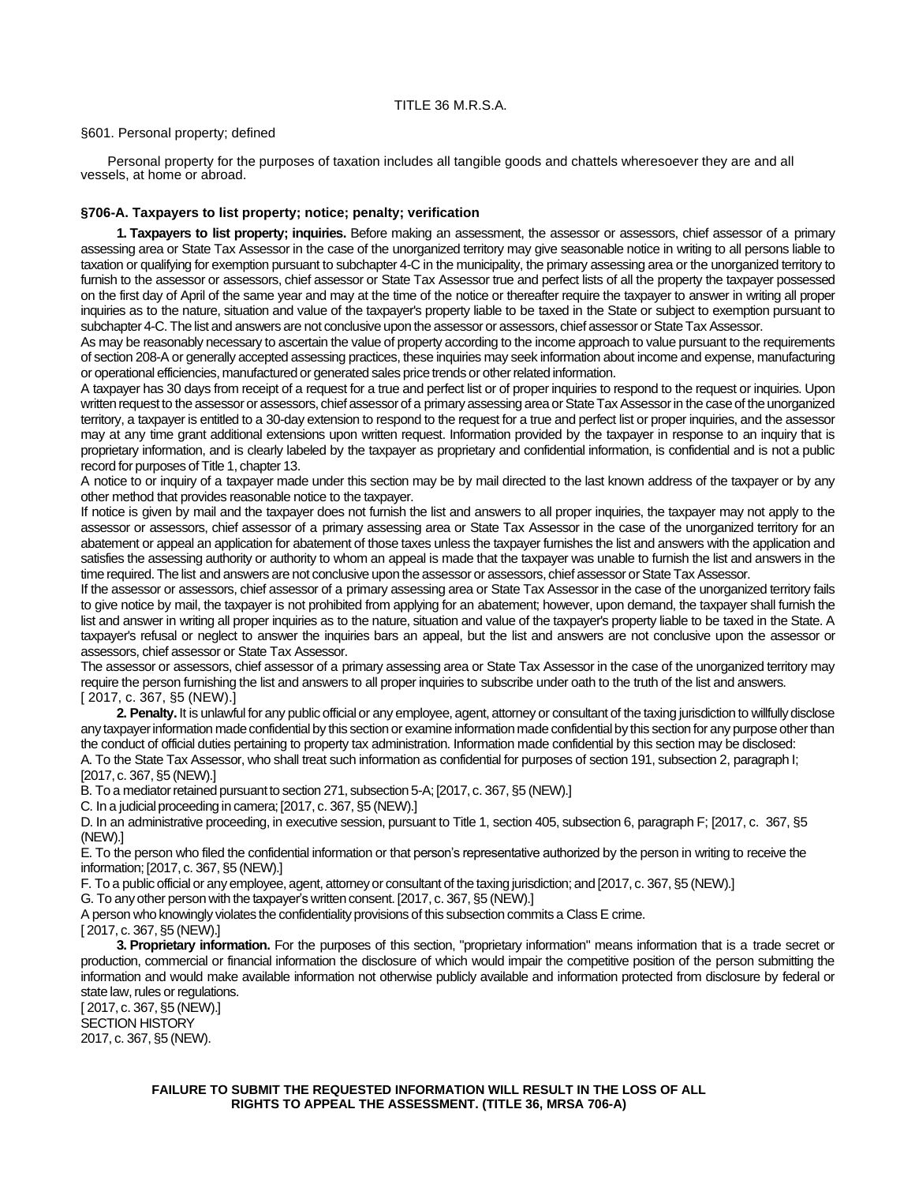TITLE 36 M.R.S.A.

§601. Personal property; defined

Personal property for the purposes of taxation includes all tangible goods and chattels wheresoever they are and all vessels, at home or abroad.

**§706-A. Taxpayers to list property; notice; penalty; verification**

**1. Taxpayers to list property; inquiries.** Before making an assessment, the assessor or assessors, chief assessor of a primary assessing area or State Tax Assessor in the case of the unorganized territory may give seasonable notice in writing to all persons liable to taxation or qualifying for exemption pursuant to subchapter 4-C in the municipality, the primary assessing area or the unorganized territory to furnish to the assessor or assessors, chief assessor or State Tax Assessor true and perfect lists of all the property the taxpayer possessed on the first day of April of the same year and may at the time of the notice or thereafter require the taxpayer to answer in writing all proper inquiries as to the nature, situation and value of the taxpayer's property liable to be taxed in the State or subject to exemption pursuant to subchapter 4-C. The list and answers are not conclusive upon the assessor or assessors, chief assessor or State Tax Assessor.

As may be reasonably necessary to ascertain the value of property according to the income approach to value pursuant to the requirements of section 208-A or generally accepted assessing practices, these inquiries may seek information about income and expense, manufacturing or operational efficiencies, manufactured or generated sales price trends or other related information.

A taxpayer has 30 days from receipt of a request for a true and perfect list or of proper inquiries to respond to the request or inquiries. Upon written request to the assessor or assessors, chief assessor of a primary assessing area or State Tax Assessor in the case of the unorganized territory, a taxpayer is entitled to a 30-day extension to respond to the request for a true and perfect list or proper inquiries, and the assessor may at any time grant additional extensions upon written request. Information provided by the taxpayer in response to an inquiry that is proprietary information, and is clearly labeled by the taxpayer as proprietary and confidential information, is confidential and is not a public record for purposes of Title 1, chapter 13.

A notice to or inquiry of a taxpayer made under this section may be by mail directed to the last known address of the taxpayer or by any other method that provides reasonable notice to the taxpayer.

If notice is given by mail and the taxpayer does not furnish the list and answers to all proper inquiries, the taxpayer may not apply to the assessor or assessors, chief assessor of a primary assessing area or State Tax Assessor in the case of the unorganized territory for an abatement or appeal an application for abatement of those taxes unless the taxpayer furnishes the list and answers with the application and satisfies the assessing authority or authority to whom an appeal is made that the taxpayer was unable to furnish the list and answers in the time required. The list and answers are not conclusive upon the assessor or assessors, chief assessor or State Tax Assessor.

If the assessor or assessors, chief assessor of a primary assessing area or State Tax Assessor in the case of the unorganized territory fails to give notice by mail, the taxpayer is not prohibited from applying for an abatement; however, upon demand, the taxpayer shall furnish the list and answer in writing all proper inquiries as to the nature, situation and value of the taxpayer's property liable to be taxed in the State. A taxpayer's refusal or neglect to answer the inquiries bars an appeal, but the list and answers are not conclusive upon the assessor or assessors, chief assessor or State Tax Assessor.

The assessor or assessors, chief assessor of a primary assessing area or State Tax Assessor in the case of the unorganized territory may require the person furnishing the list and answers to all proper inquiries to subscribe under oath to the truth of the list and answers.
[ 2017, c. 367, §5 (NEW).]

**2. Penalty.** It is unlawful for any public official or any employee, agent, attorney or consultant of the taxing jurisdiction to willfully disclose any taxpayer information made confidential by this section or examine information made confidential by this section for any purpose other than the conduct of official duties pertaining to property tax administration. Information made confidential by this section may be disclosed:

A. To the State Tax Assessor, who shall treat such information as confidential for purposes of section 191, subsection 2, paragraph I; [2017, c. 367, §5 (NEW).]

B. To a mediator retained pursuant to section 271, subsection 5-A; [2017, c. 367, §5 (NEW).]

C. In a judicial proceeding in camera; [2017, c. 367, §5 (NEW).]

D. In an administrative proceeding, in executive session, pursuant to Title 1, section 405, subsection 6, paragraph F; [2017, c. 367, §5 (NEW).]

E. To the person who filed the confidential information or that person's representative authorized by the person in writing to receive the information; [2017, c. 367, §5 (NEW).]

F. To a public official or any employee, agent, attorney or consultant of the taxing jurisdiction; and [2017, c. 367, §5 (NEW).]

G. To any other person with the taxpayer's written consent. [2017, c. 367, §5 (NEW).]

A person who knowingly violates the confidentiality provisions of this subsection commits a Class E crime.
[ 2017, c. 367, §5 (NEW).]

**3. Proprietary information.** For the purposes of this section, "proprietary information" means information that is a trade secret or production, commercial or financial information the disclosure of which would impair the competitive position of the person submitting the information and would make available information not otherwise publicly available and information protected from disclosure by federal or state law, rules or regulations.
[ 2017, c. 367, §5 (NEW).]

SECTION HISTORY
2017, c. 367, §5 (NEW).

**FAILURE TO SUBMIT THE REQUESTED INFORMATION WILL RESULT IN THE LOSS OF ALL RIGHTS TO APPEAL THE ASSESSMENT. (TITLE 36, MRSA 706-A)**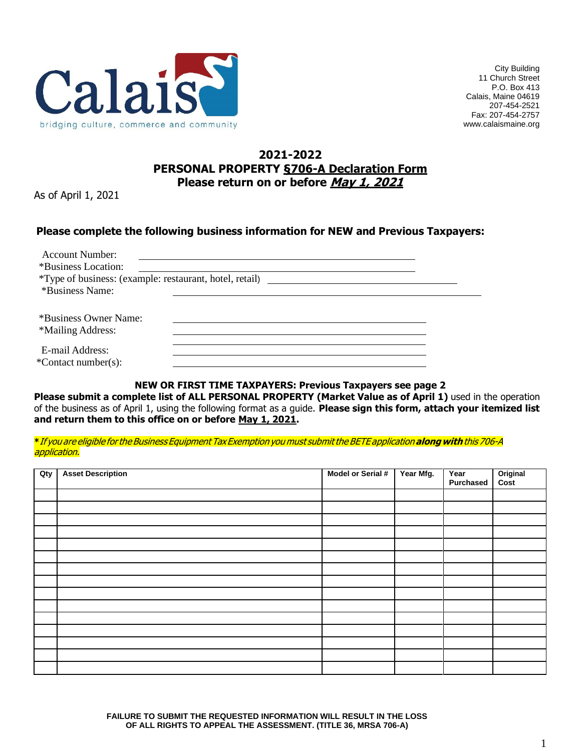Calais

bridging culture, commerce and community

City Building
11 Church Street
P.O. Box 413
Calais, Maine 04619
207-454-2521
Fax: 207-454-2757
www.calaismaine.org

# 2021-2022
# PERSONAL PROPERTY §706-A Declaration Form
## Please return on or before *May 1, 2021*

As of April 1, 2021

### Please complete the following business information for NEW and Previous Taxpayers:

Account Number: ______________________________

*Business Location: ______________________________

*Type of business: (example: restaurant, hotel, retail) ______________________________

*Business Name: ______________________________

*Business Owner Name: ______________________________

*Mailing Address: ______________________________

______________________________

E-mail Address: ______________________________

*Contact number(s): ______________________________

**NEW OR FIRST TIME TAXPAYERS: Previous Taxpayers see page 2**

**Please submit a complete list of ALL PERSONAL PROPERTY (Market Value as of April 1)** used in the operation of the business as of April 1, using the following format as a guide. **Please sign this form, attach your itemized list and return them to this office on or before May 1, 2021.**

***** *If you are eligible for the Business Equipment Tax Exemption you must submit the BETE application* ***along with*** *this 706-A application.*

| Qty | Asset Description | Model or Serial # | Year Mfg. | Year Purchased | Original Cost |
|---|---|---|---|---|---|
| | | | | | |
| | | | | | |
| | | | | | |
| | | | | | |
| | | | | | |
| | | | | | |
| | | | | | |
| | | | | | |
| | | | | | |
| | | | | | |
| | | | | | |
| | | | | | |
| | | | | | |
| | | | | | |
| | | | | | |

**FAILURE TO SUBMIT THE REQUESTED INFORMATION WILL RESULT IN THE LOSS OF ALL RIGHTS TO APPEAL THE ASSESSMENT. (TITLE 36, MRSA 706-A)**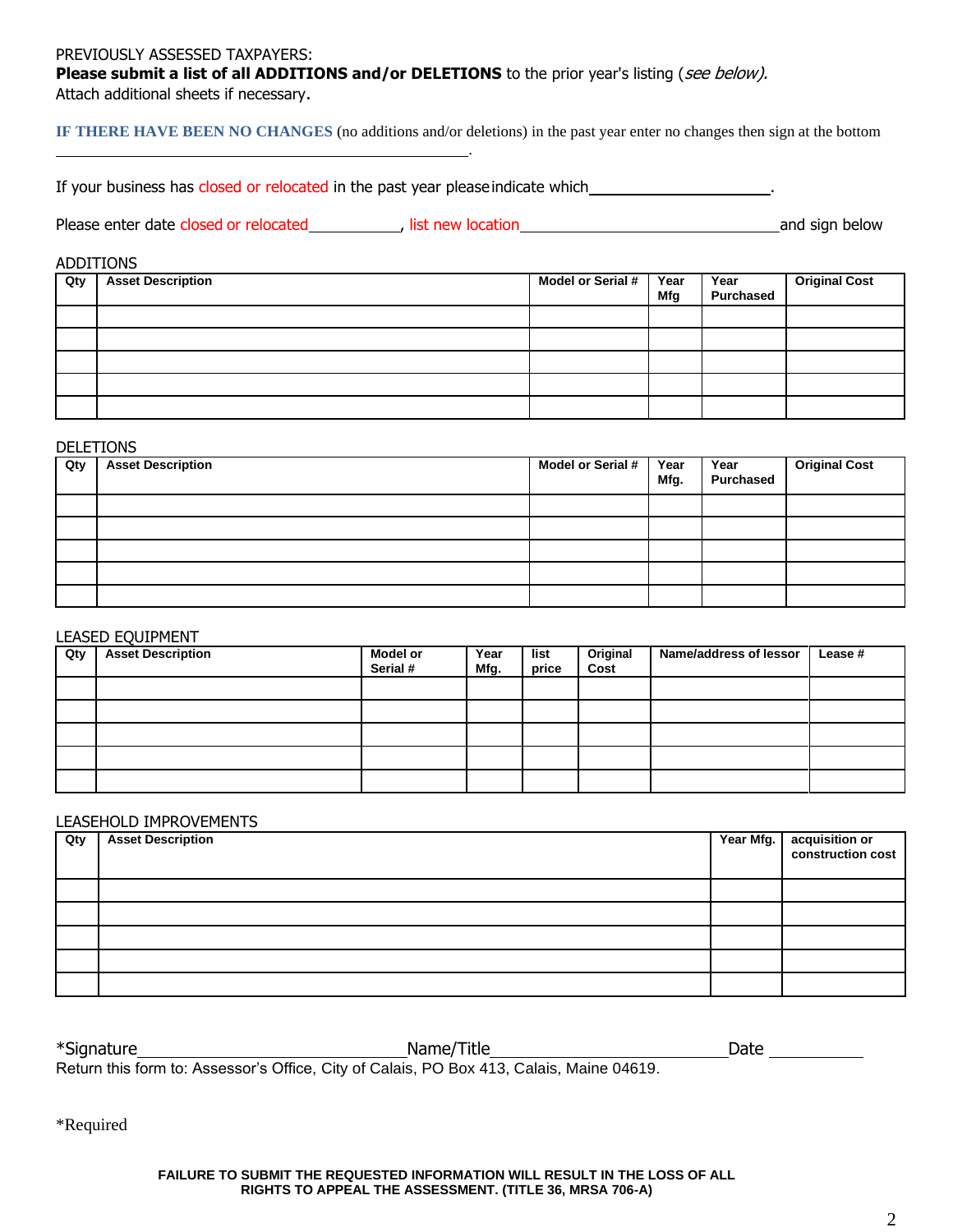PREVIOUSLY ASSESSED TAXPAYERS:
**Please submit a list of all ADDITIONS and/or DELETIONS** to the prior year's listing (*see below).*
Attach additional sheets if necessary.

**IF THERE HAVE BEEN NO CHANGES** (no additions and/or deletions) in the past year enter no changes then sign at the bottom ____________________________________________.

If your business has closed or relocated in the past year please indicate which______________________.

Please enter date closed or relocated____________, list new location_________________________________and sign below

ADDITIONS

| Qty | Asset Description | Model or Serial # | Year Mfg | Year Purchased | Original Cost |
|---|---|---|---|---|---|
| | | | | | |
| | | | | | |
| | | | | | |
| | | | | | |
| | | | | | |

DELETIONS

| Qty | Asset Description | Model or Serial # | Year Mfg. | Year Purchased | Original Cost |
|---|---|---|---|---|---|
| | | | | | |
| | | | | | |
| | | | | | |
| | | | | | |
| | | | | | |

LEASED EQUIPMENT

| Qty | Asset Description | Model or Serial # | Year Mfg. | list price | Original Cost | Name/address of lessor | Lease # |
|---|---|---|---|---|---|---|---|
| | | | | | | | |
| | | | | | | | |
| | | | | | | | |
| | | | | | | | |
| | | | | | | | |

LEASEHOLD IMPROVEMENTS

| Qty | Asset Description | Year Mfg. | acquisition or construction cost |
|---|---|---|---|
| | | | |
| | | | |
| | | | |
| | | | |
| | | | |

*Signature______________________________Name/Title_________________________Date ___________
Return this form to: Assessor's Office, City of Calais, PO Box 413, Calais, Maine 04619.

*Required

**FAILURE TO SUBMIT THE REQUESTED INFORMATION WILL RESULT IN THE LOSS OF ALL RIGHTS TO APPEAL THE ASSESSMENT. (TITLE 36, MRSA 706-A)**